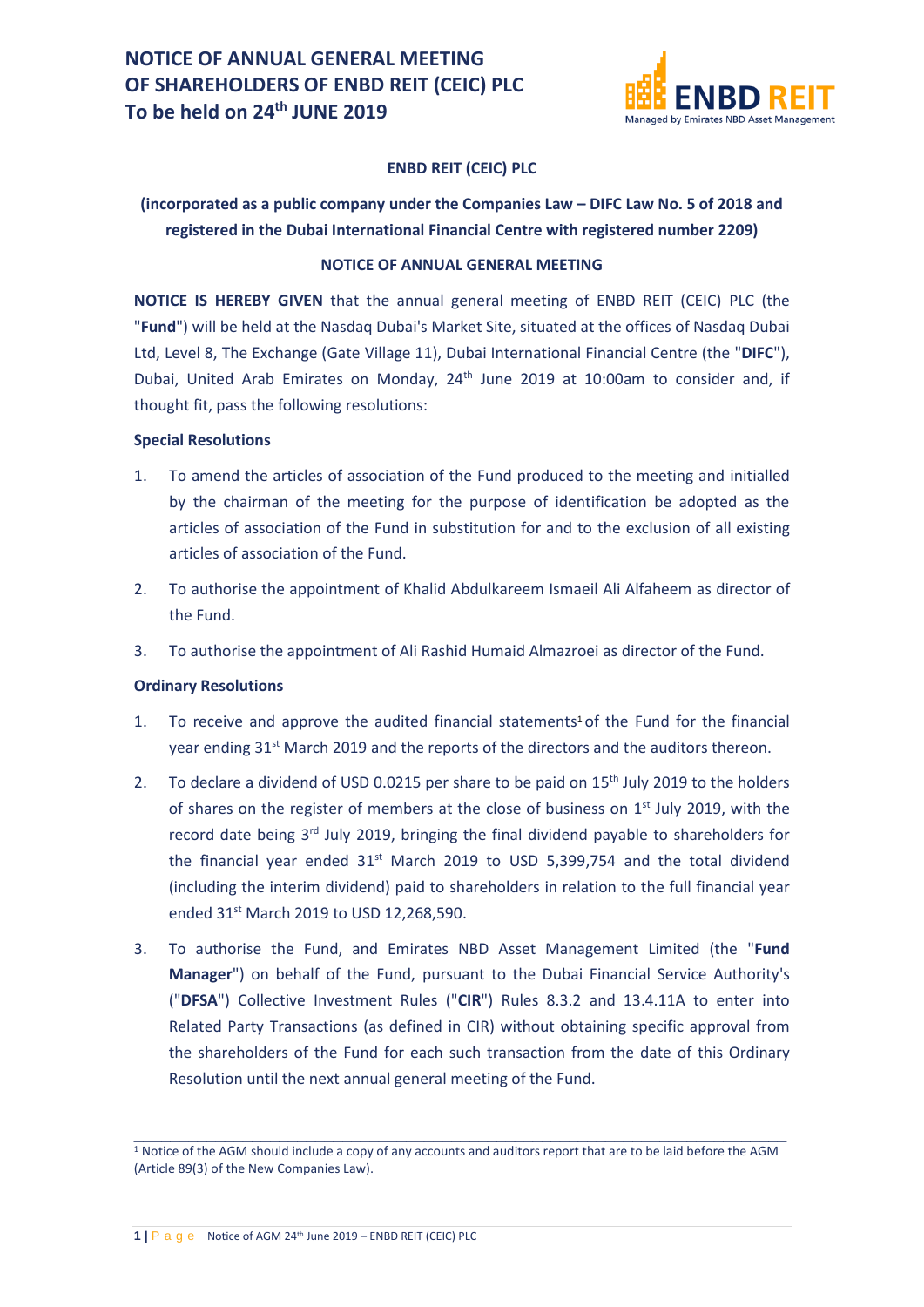# NOTICE OF ANNUAL GENERAL MEETING OF SHAREHOLDERS OF ENBD REIT (CEIC) PLC To be held on 24th JUNE 2019

**ENBD REIT (CEIC) PLC**

**(incorporated as a public company under the Companies Law – DIFC Law No. 5 of 2018 and registered in the Dubai International Financial Centre with registered number 2209)**

**NOTICE OF ANNUAL GENERAL MEETING**

**NOTICE IS HEREBY GIVEN** that the annual general meeting of ENBD REIT (CEIC) PLC (the "**Fund**") will be held at the Nasdaq Dubai's Market Site, situated at the offices of Nasdaq Dubai Ltd, Level 8, The Exchange (Gate Village 11), Dubai International Financial Centre (the "**DIFC**"), Dubai, United Arab Emirates on Monday, 24th June 2019 at 10:00am to consider and, if thought fit, pass the following resolutions:

**Special Resolutions**

1. To amend the articles of association of the Fund produced to the meeting and initialled by the chairman of the meeting for the purpose of identification be adopted as the articles of association of the Fund in substitution for and to the exclusion of all existing articles of association of the Fund.
2. To authorise the appointment of Khalid Abdulkareem Ismaeil Ali Alfaheem as director of the Fund.
3. To authorise the appointment of Ali Rashid Humaid Almazroei as director of the Fund.

**Ordinary Resolutions**

1. To receive and approve the audited financial statements[1] of the Fund for the financial year ending 31st March 2019 and the reports of the directors and the auditors thereon.
2. To declare a dividend of USD 0.0215 per share to be paid on 15th July 2019 to the holders of shares on the register of members at the close of business on 1st July 2019, with the record date being 3rd July 2019, bringing the final dividend payable to shareholders for the financial year ended 31st March 2019 to USD 5,399,754 and the total dividend (including the interim dividend) paid to shareholders in relation to the full financial year ended 31st March 2019 to USD 12,268,590.
3. To authorise the Fund, and Emirates NBD Asset Management Limited (the "**Fund Manager**") on behalf of the Fund, pursuant to the Dubai Financial Service Authority's ("**DFSA**") Collective Investment Rules ("**CIR**") Rules 8.3.2 and 13.4.11A to enter into Related Party Transactions (as defined in CIR) without obtaining specific approval from the shareholders of the Fund for each such transaction from the date of this Ordinary Resolution until the next annual general meeting of the Fund.

---

[1] Notice of the AGM should include a copy of any accounts and auditors report that are to be laid before the AGM (Article 89(3) of the New Companies Law).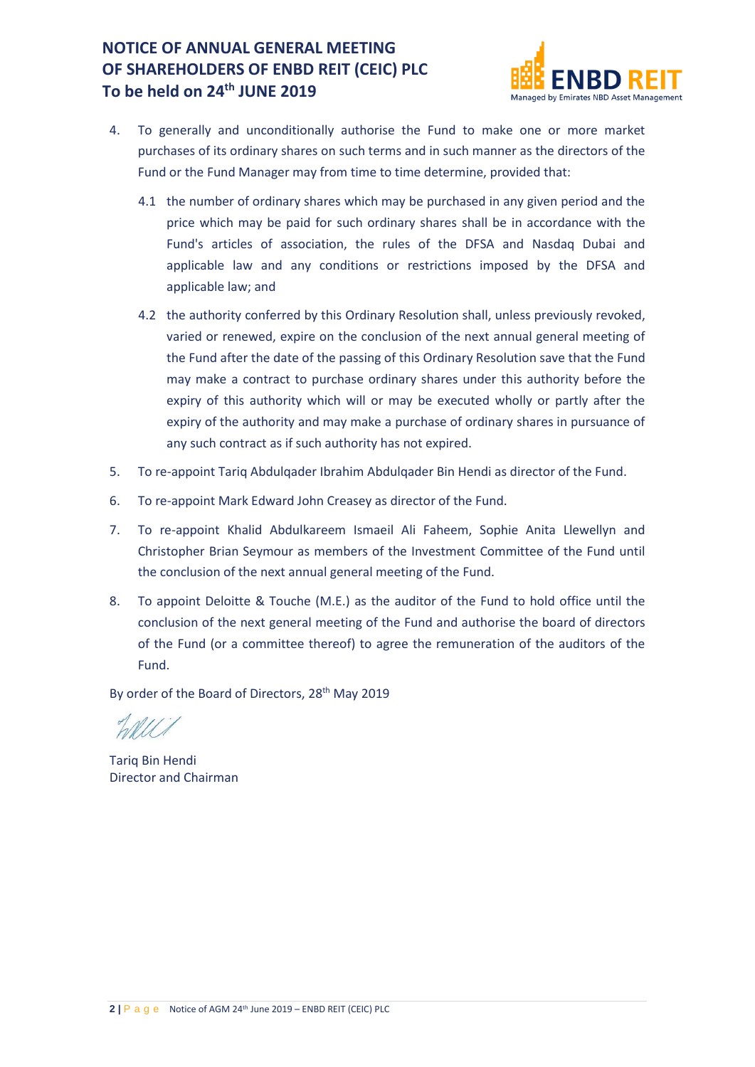4. To generally and unconditionally authorise the Fund to make one or more market purchases of its ordinary shares on such terms and in such manner as the directors of the Fund or the Fund Manager may from time to time determine, provided that:

   4.1 the number of ordinary shares which may be purchased in any given period and the price which may be paid for such ordinary shares shall be in accordance with the Fund's articles of association, the rules of the DFSA and Nasdaq Dubai and applicable law and any conditions or restrictions imposed by the DFSA and applicable law; and

   4.2 the authority conferred by this Ordinary Resolution shall, unless previously revoked, varied or renewed, expire on the conclusion of the next annual general meeting of the Fund after the date of the passing of this Ordinary Resolution save that the Fund may make a contract to purchase ordinary shares under this authority before the expiry of this authority which will or may be executed wholly or partly after the expiry of the authority and may make a purchase of ordinary shares in pursuance of any such contract as if such authority has not expired.

5. To re-appoint Tariq Abdulqader Ibrahim Abdulqader Bin Hendi as director of the Fund.

6. To re-appoint Mark Edward John Creasey as director of the Fund.

7. To re-appoint Khalid Abdulkareem Ismaeil Ali Faheem, Sophie Anita Llewellyn and Christopher Brian Seymour as members of the Investment Committee of the Fund until the conclusion of the next annual general meeting of the Fund.

8. To appoint Deloitte & Touche (M.E.) as the auditor of the Fund to hold office until the conclusion of the next general meeting of the Fund and authorise the board of directors of the Fund (or a committee thereof) to agree the remuneration of the auditors of the Fund.

By order of the Board of Directors, 28th May 2019

Tariq Bin Hendi
Director and Chairman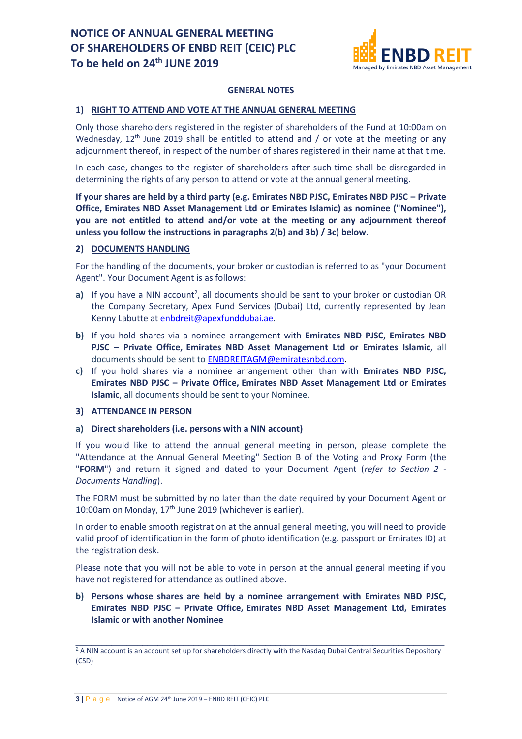# NOTICE OF ANNUAL GENERAL MEETING OF SHAREHOLDERS OF ENBD REIT (CEIC) PLC To be held on 24th JUNE 2019

## GENERAL NOTES

### 1) RIGHT TO ATTEND AND VOTE AT THE ANNUAL GENERAL MEETING

Only those shareholders registered in the register of shareholders of the Fund at 10:00am on Wednesday, 12th June 2019 shall be entitled to attend and / or vote at the meeting or any adjournment thereof, in respect of the number of shares registered in their name at that time.

In each case, changes to the register of shareholders after such time shall be disregarded in determining the rights of any person to attend or vote at the annual general meeting.

**If your shares are held by a third party (e.g. Emirates NBD PJSC, Emirates NBD PJSC – Private Office, Emirates NBD Asset Management Ltd or Emirates Islamic) as nominee ("Nominee"), you are not entitled to attend and/or vote at the meeting or any adjournment thereof unless you follow the instructions in paragraphs 2(b) and 3b) / 3c) below.**

### 2) DOCUMENTS HANDLING

For the handling of the documents, your broker or custodian is referred to as "your Document Agent". Your Document Agent is as follows:

**a)** If you have a NIN account[2], all documents should be sent to your broker or custodian OR the Company Secretary, Apex Fund Services (Dubai) Ltd, currently represented by Jean Kenny Labutte at enbdreit@apexfunddubai.ae.

**b)** If you hold shares via a nominee arrangement with **Emirates NBD PJSC, Emirates NBD PJSC – Private Office, Emirates NBD Asset Management Ltd or Emirates Islamic**, all documents should be sent to ENBDREITAGM@emiratesnbd.com.

**c)** If you hold shares via a nominee arrangement other than with **Emirates NBD PJSC, Emirates NBD PJSC – Private Office, Emirates NBD Asset Management Ltd or Emirates Islamic**, all documents should be sent to your Nominee.

### 3) ATTENDANCE IN PERSON

**a) Direct shareholders (i.e. persons with a NIN account)**

If you would like to attend the annual general meeting in person, please complete the "Attendance at the Annual General Meeting" Section B of the Voting and Proxy Form (the "**FORM**") and return it signed and dated to your Document Agent (*refer to Section 2 - Documents Handling*).

The FORM must be submitted by no later than the date required by your Document Agent or 10:00am on Monday, 17th June 2019 (whichever is earlier).

In order to enable smooth registration at the annual general meeting, you will need to provide valid proof of identification in the form of photo identification (e.g. passport or Emirates ID) at the registration desk.

Please note that you will not be able to vote in person at the annual general meeting if you have not registered for attendance as outlined above.

**b) Persons whose shares are held by a nominee arrangement with Emirates NBD PJSC, Emirates NBD PJSC – Private Office, Emirates NBD Asset Management Ltd, Emirates Islamic or with another Nominee**

---

[2] A NIN account is an account set up for shareholders directly with the Nasdaq Dubai Central Securities Depository (CSD)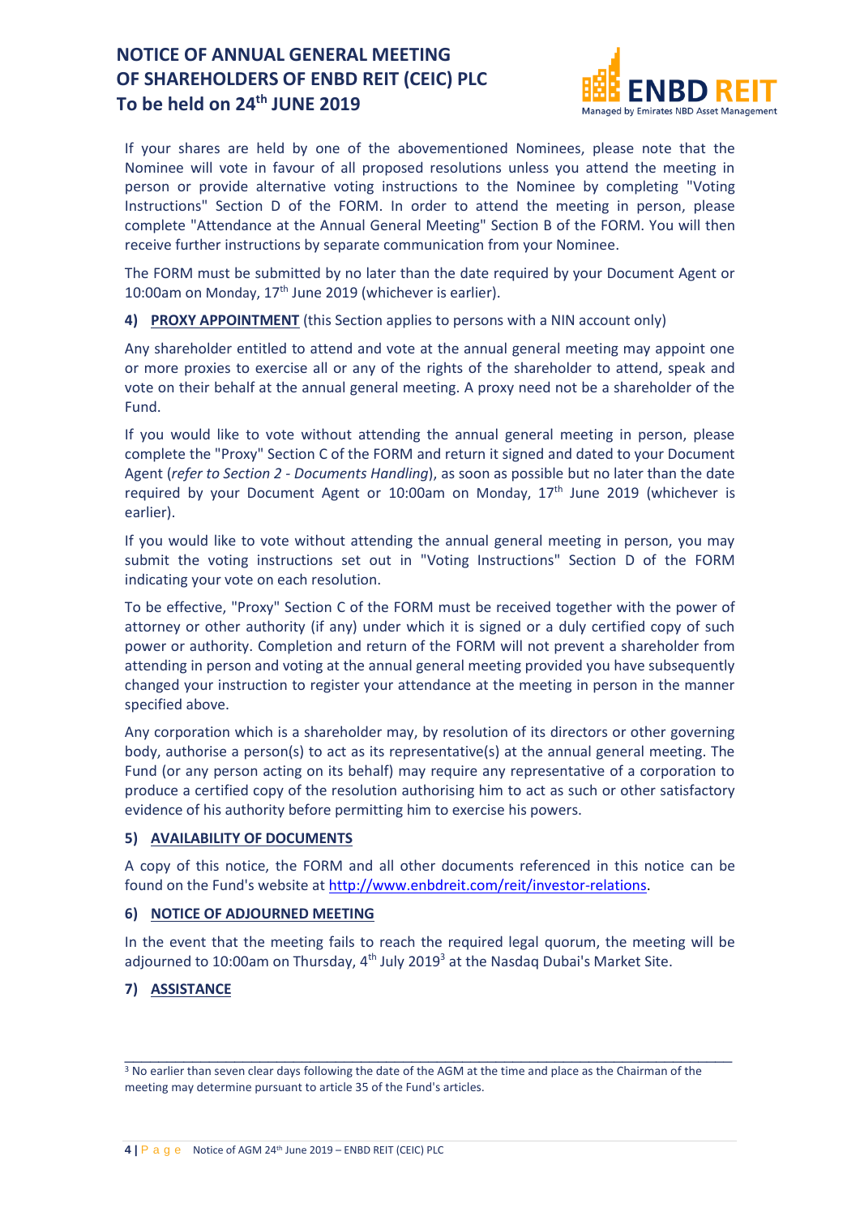If your shares are held by one of the abovementioned Nominees, please note that the Nominee will vote in favour of all proposed resolutions unless you attend the meeting in person or provide alternative voting instructions to the Nominee by completing "Voting Instructions" Section D of the FORM. In order to attend the meeting in person, please complete "Attendance at the Annual General Meeting" Section B of the FORM. You will then receive further instructions by separate communication from your Nominee.

The FORM must be submitted by no later than the date required by your Document Agent or 10:00am on Monday, 17th June 2019 (whichever is earlier).

## 4) PROXY APPOINTMENT (this Section applies to persons with a NIN account only)

Any shareholder entitled to attend and vote at the annual general meeting may appoint one or more proxies to exercise all or any of the rights of the shareholder to attend, speak and vote on their behalf at the annual general meeting. A proxy need not be a shareholder of the Fund.

If you would like to vote without attending the annual general meeting in person, please complete the "Proxy" Section C of the FORM and return it signed and dated to your Document Agent (*refer to Section 2 - Documents Handling*), as soon as possible but no later than the date required by your Document Agent or 10:00am on Monday, 17th June 2019 (whichever is earlier).

If you would like to vote without attending the annual general meeting in person, you may submit the voting instructions set out in "Voting Instructions" Section D of the FORM indicating your vote on each resolution.

To be effective, "Proxy" Section C of the FORM must be received together with the power of attorney or other authority (if any) under which it is signed or a duly certified copy of such power or authority. Completion and return of the FORM will not prevent a shareholder from attending in person and voting at the annual general meeting provided you have subsequently changed your instruction to register your attendance at the meeting in person in the manner specified above.

Any corporation which is a shareholder may, by resolution of its directors or other governing body, authorise a person(s) to act as its representative(s) at the annual general meeting. The Fund (or any person acting on its behalf) may require any representative of a corporation to produce a certified copy of the resolution authorising him to act as such or other satisfactory evidence of his authority before permitting him to exercise his powers.

## 5) AVAILABILITY OF DOCUMENTS

A copy of this notice, the FORM and all other documents referenced in this notice can be found on the Fund's website at http://www.enbdreit.com/reit/investor-relations.

## 6) NOTICE OF ADJOURNED MEETING

In the event that the meeting fails to reach the required legal quorum, the meeting will be adjourned to 10:00am on Thursday, 4th July 2019[3] at the Nasdaq Dubai's Market Site.

## 7) ASSISTANCE

---

[3] No earlier than seven clear days following the date of the AGM at the time and place as the Chairman of the meeting may determine pursuant to article 35 of the Fund's articles.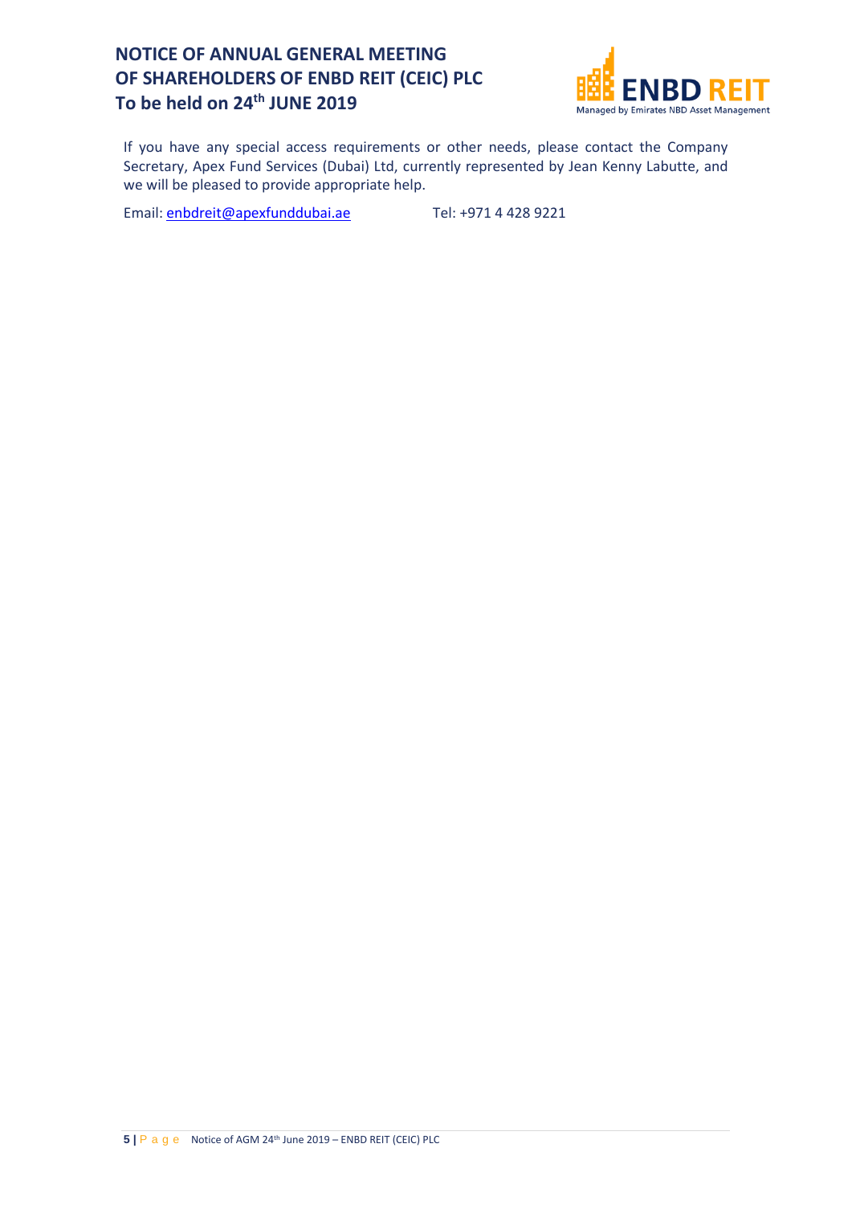If you have any special access requirements or other needs, please contact the Company Secretary, Apex Fund Services (Dubai) Ltd, currently represented by Jean Kenny Labutte, and we will be pleased to provide appropriate help.

Email: enbdreit@apexfunddubai.ae Tel: +971 4 428 9221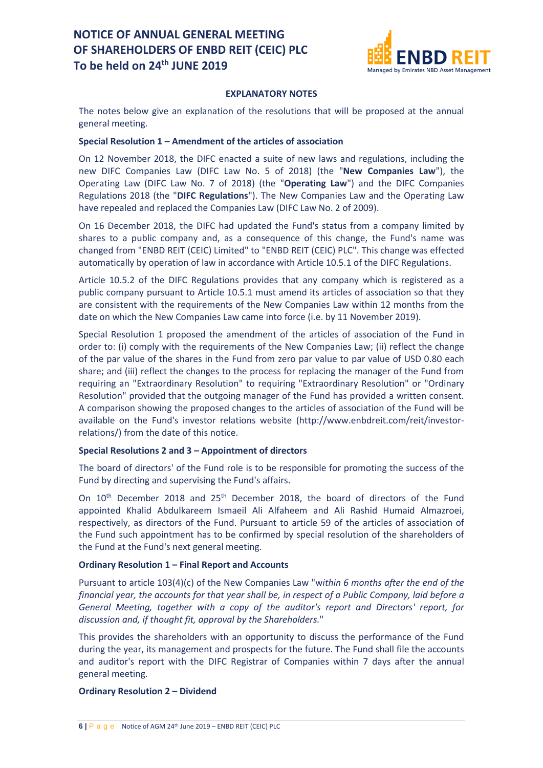# NOTICE OF ANNUAL GENERAL MEETING OF SHAREHOLDERS OF ENBD REIT (CEIC) PLC To be held on 24th JUNE 2019

## EXPLANATORY NOTES

The notes below give an explanation of the resolutions that will be proposed at the annual general meeting.

### Special Resolution 1 – Amendment of the articles of association

On 12 November 2018, the DIFC enacted a suite of new laws and regulations, including the new DIFC Companies Law (DIFC Law No. 5 of 2018) (the "**New Companies Law**"), the Operating Law (DIFC Law No. 7 of 2018) (the "**Operating Law**") and the DIFC Companies Regulations 2018 (the "**DIFC Regulations**"). The New Companies Law and the Operating Law have repealed and replaced the Companies Law (DIFC Law No. 2 of 2009).

On 16 December 2018, the DIFC had updated the Fund's status from a company limited by shares to a public company and, as a consequence of this change, the Fund's name was changed from "ENBD REIT (CEIC) Limited" to "ENBD REIT (CEIC) PLC". This change was effected automatically by operation of law in accordance with Article 10.5.1 of the DIFC Regulations.

Article 10.5.2 of the DIFC Regulations provides that any company which is registered as a public company pursuant to Article 10.5.1 must amend its articles of association so that they are consistent with the requirements of the New Companies Law within 12 months from the date on which the New Companies Law came into force (i.e. by 11 November 2019).

Special Resolution 1 proposed the amendment of the articles of association of the Fund in order to: (i) comply with the requirements of the New Companies Law; (ii) reflect the change of the par value of the shares in the Fund from zero par value to par value of USD 0.80 each share; and (iii) reflect the changes to the process for replacing the manager of the Fund from requiring an "Extraordinary Resolution" to requiring "Extraordinary Resolution" or "Ordinary Resolution" provided that the outgoing manager of the Fund has provided a written consent. A comparison showing the proposed changes to the articles of association of the Fund will be available on the Fund's investor relations website (http://www.enbdreit.com/reit/investor-relations/) from the date of this notice.

### Special Resolutions 2 and 3 – Appointment of directors

The board of directors' of the Fund role is to be responsible for promoting the success of the Fund by directing and supervising the Fund's affairs.

On 10th December 2018 and 25th December 2018, the board of directors of the Fund appointed Khalid Abdulkareem Ismaeil Ali Alfaheem and Ali Rashid Humaid Almazroei, respectively, as directors of the Fund. Pursuant to article 59 of the articles of association of the Fund such appointment has to be confirmed by special resolution of the shareholders of the Fund at the Fund's next general meeting.

### Ordinary Resolution 1 – Final Report and Accounts

Pursuant to article 103(4)(c) of the New Companies Law "*within 6 months after the end of the financial year, the accounts for that year shall be, in respect of a Public Company, laid before a General Meeting, together with a copy of the auditor's report and Directors' report, for discussion and, if thought fit, approval by the Shareholders.*"

This provides the shareholders with an opportunity to discuss the performance of the Fund during the year, its management and prospects for the future. The Fund shall file the accounts and auditor's report with the DIFC Registrar of Companies within 7 days after the annual general meeting.

### Ordinary Resolution 2 – Dividend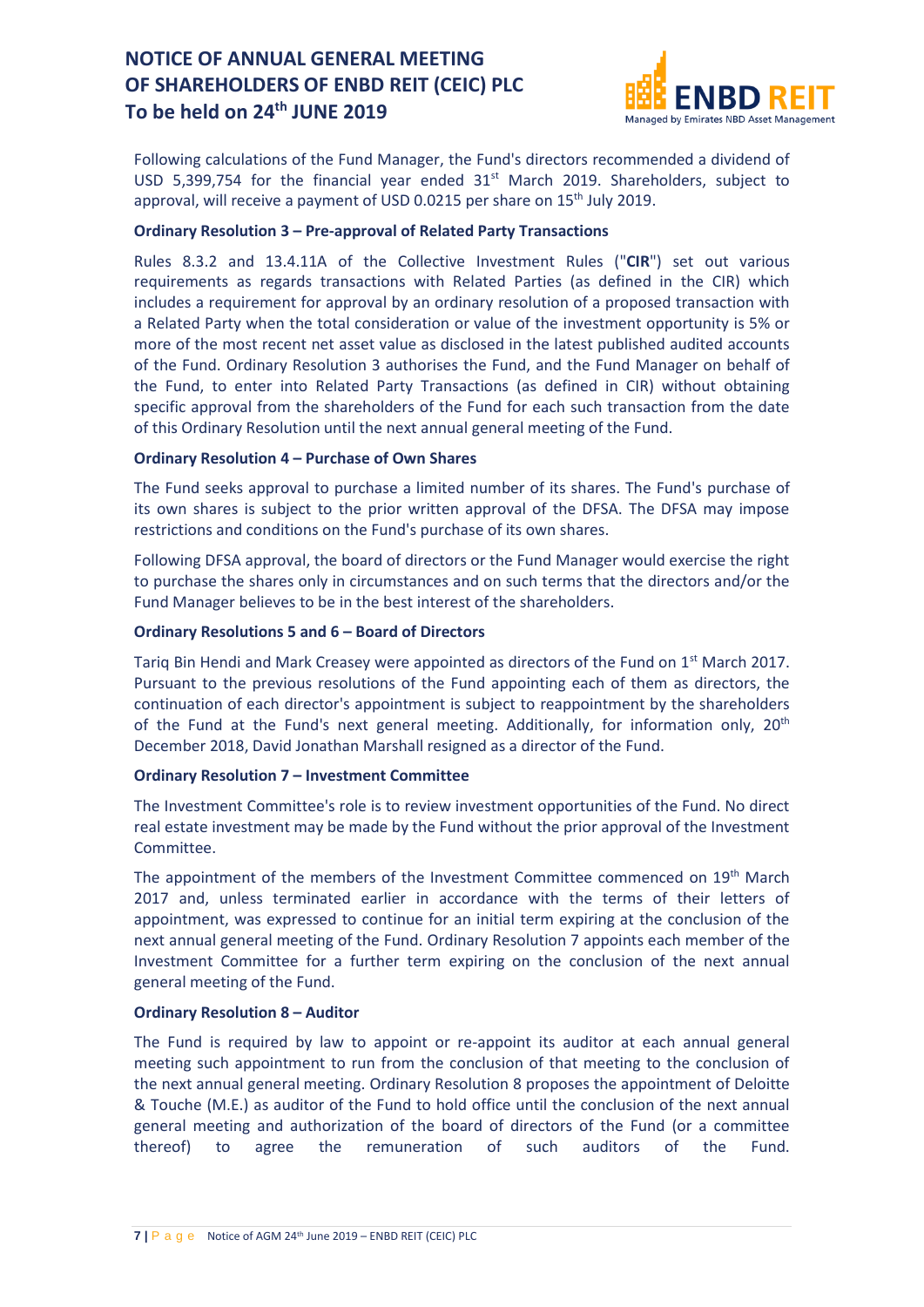Following calculations of the Fund Manager, the Fund's directors recommended a dividend of USD 5,399,754 for the financial year ended 31st March 2019. Shareholders, subject to approval, will receive a payment of USD 0.0215 per share on 15th July 2019.

**Ordinary Resolution 3 – Pre-approval of Related Party Transactions**

Rules 8.3.2 and 13.4.11A of the Collective Investment Rules ("**CIR**") set out various requirements as regards transactions with Related Parties (as defined in the CIR) which includes a requirement for approval by an ordinary resolution of a proposed transaction with a Related Party when the total consideration or value of the investment opportunity is 5% or more of the most recent net asset value as disclosed in the latest published audited accounts of the Fund. Ordinary Resolution 3 authorises the Fund, and the Fund Manager on behalf of the Fund, to enter into Related Party Transactions (as defined in CIR) without obtaining specific approval from the shareholders of the Fund for each such transaction from the date of this Ordinary Resolution until the next annual general meeting of the Fund.

**Ordinary Resolution 4 – Purchase of Own Shares**

The Fund seeks approval to purchase a limited number of its shares. The Fund's purchase of its own shares is subject to the prior written approval of the DFSA. The DFSA may impose restrictions and conditions on the Fund's purchase of its own shares.

Following DFSA approval, the board of directors or the Fund Manager would exercise the right to purchase the shares only in circumstances and on such terms that the directors and/or the Fund Manager believes to be in the best interest of the shareholders.

**Ordinary Resolutions 5 and 6 – Board of Directors**

Tariq Bin Hendi and Mark Creasey were appointed as directors of the Fund on 1st March 2017. Pursuant to the previous resolutions of the Fund appointing each of them as directors, the continuation of each director's appointment is subject to reappointment by the shareholders of the Fund at the Fund's next general meeting. Additionally, for information only, 20th December 2018, David Jonathan Marshall resigned as a director of the Fund.

**Ordinary Resolution 7 – Investment Committee**

The Investment Committee's role is to review investment opportunities of the Fund. No direct real estate investment may be made by the Fund without the prior approval of the Investment Committee.

The appointment of the members of the Investment Committee commenced on 19th March 2017 and, unless terminated earlier in accordance with the terms of their letters of appointment, was expressed to continue for an initial term expiring at the conclusion of the next annual general meeting of the Fund. Ordinary Resolution 7 appoints each member of the Investment Committee for a further term expiring on the conclusion of the next annual general meeting of the Fund.

**Ordinary Resolution 8 – Auditor**

The Fund is required by law to appoint or re-appoint its auditor at each annual general meeting such appointment to run from the conclusion of that meeting to the conclusion of the next annual general meeting. Ordinary Resolution 8 proposes the appointment of Deloitte & Touche (M.E.) as auditor of the Fund to hold office until the conclusion of the next annual general meeting and authorization of the board of directors of the Fund (or a committee thereof) to agree the remuneration of such auditors of the Fund.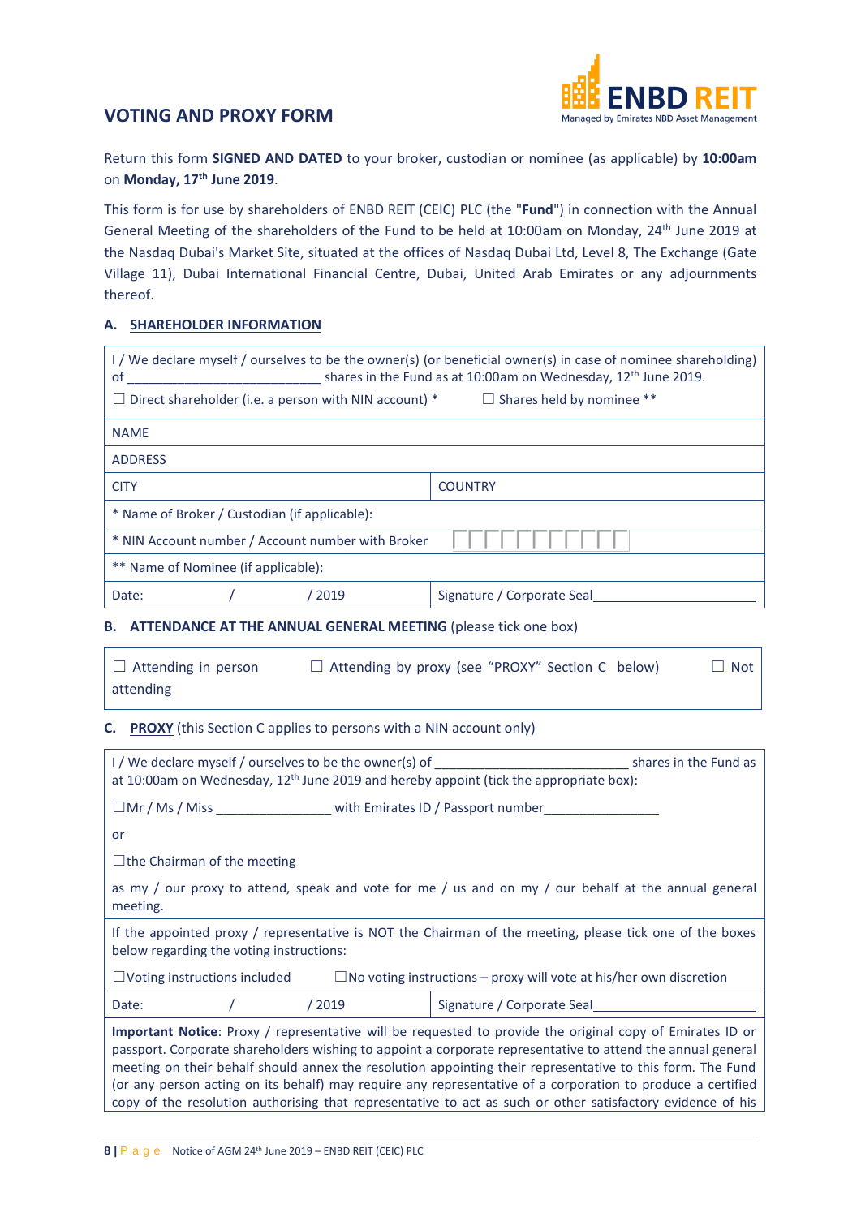# VOTING AND PROXY FORM

ENBD REIT
Managed by Emirates NBD Asset Management

Return this form **SIGNED AND DATED** to your broker, custodian or nominee (as applicable) by **10:00am** on **Monday, 17th June 2019**.

This form is for use by shareholders of ENBD REIT (CEIC) PLC (the "**Fund**") in connection with the Annual General Meeting of the shareholders of the Fund to be held at 10:00am on Monday, 24th June 2019 at the Nasdaq Dubai's Market Site, situated at the offices of Nasdaq Dubai Ltd, Level 8, The Exchange (Gate Village 11), Dubai International Financial Centre, Dubai, United Arab Emirates or any adjournments thereof.

### A. SHAREHOLDER INFORMATION

| | |
|---|---|
| I / We declare myself / ourselves to be the owner(s) (or beneficial owner(s) in case of nominee shareholding) of ________________________ shares in the Fund as at 10:00am on Wednesday, 12th June 2019.<br>☐ Direct shareholder (i.e. a person with NIN account) * ☐ Shares held by nominee ** | |
| NAME | |
| ADDRESS | |
| CITY | COUNTRY |
| * Name of Broker / Custodian (if applicable): | |
| * NIN Account number / Account number with Broker | ☐☐☐☐☐☐☐☐☐☐☐ |
| ** Name of Nominee (if applicable): | |
| Date: / / 2019 | Signature / Corporate Seal____________________ |

### B. ATTENDANCE AT THE ANNUAL GENERAL MEETING (please tick one box)

| |
|---|
| ☐ Attending in person ☐ Attending by proxy (see "PROXY" Section C below) ☐ Not attending |

### C. PROXY (this Section C applies to persons with a NIN account only)

| | |
|---|---|
| I / We declare myself / ourselves to be the owner(s) of ________________________ shares in the Fund as at 10:00am on Wednesday, 12th June 2019 and hereby appoint (tick the appropriate box):<br>☐Mr / Ms / Miss ________________ with Emirates ID / Passport number________________<br>or<br>☐the Chairman of the meeting<br>as my / our proxy to attend, speak and vote for me / us and on my / our behalf at the annual general meeting. | |
| If the appointed proxy / representative is NOT the Chairman of the meeting, please tick one of the boxes below regarding the voting instructions:<br>☐Voting instructions included ☐No voting instructions – proxy will vote at his/her own discretion | |
| Date: / / 2019 | Signature / Corporate Seal____________________ |
| **Important Notice**: Proxy / representative will be requested to provide the original copy of Emirates ID or passport. Corporate shareholders wishing to appoint a corporate representative to attend the annual general meeting on their behalf should annex the resolution appointing their representative to this form. The Fund (or any person acting on its behalf) may require any representative of a corporation to produce a certified copy of the resolution authorising that representative to act as such or other satisfactory evidence of his | |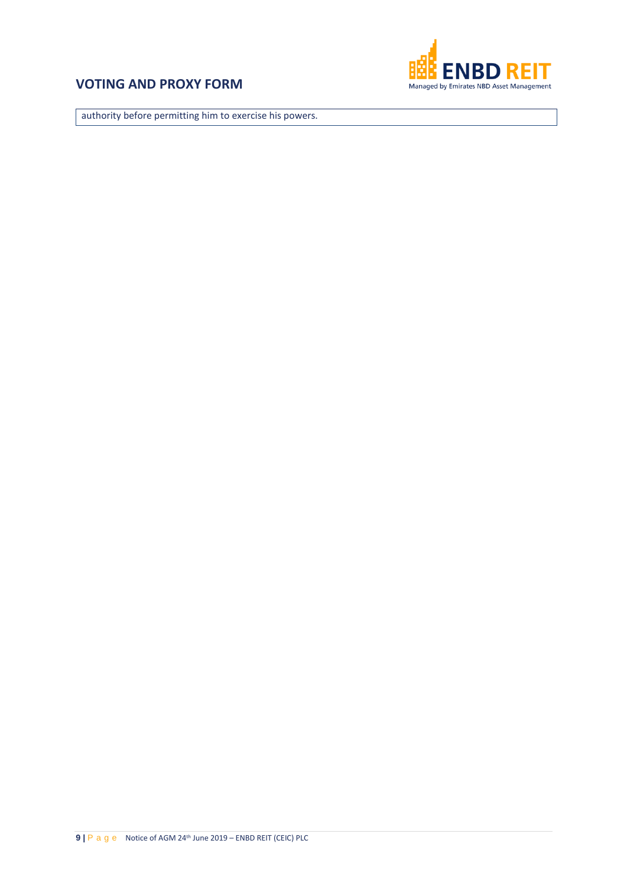authority before permitting him to exercise his powers.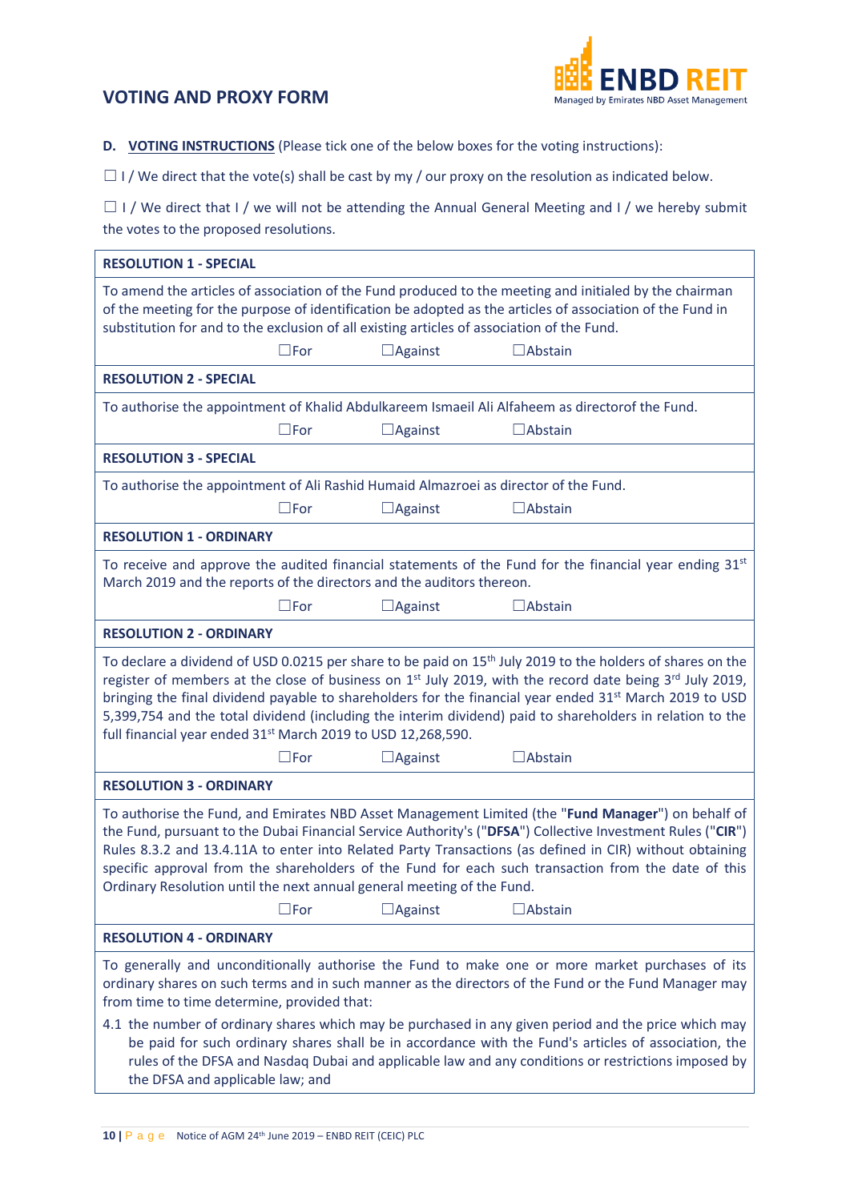# VOTING AND PROXY FORM

**D. VOTING INSTRUCTIONS** (Please tick one of the below boxes for the voting instructions):

☐ I / We direct that the vote(s) shall be cast by my / our proxy on the resolution as indicated below.

☐ I / We direct that I / we will not be attending the Annual General Meeting and I / we hereby submit the votes to the proposed resolutions.

**RESOLUTION 1 - SPECIAL**

To amend the articles of association of the Fund produced to the meeting and initialed by the chairman of the meeting for the purpose of identification be adopted as the articles of association of the Fund in substitution for and to the exclusion of all existing articles of association of the Fund.

☐For ☐Against ☐Abstain

**RESOLUTION 2 - SPECIAL**

To authorise the appointment of Khalid Abdulkareem Ismaeil Ali Alfaheem as directorof the Fund.

☐For ☐Against ☐Abstain

**RESOLUTION 3 - SPECIAL**

To authorise the appointment of Ali Rashid Humaid Almazroei as director of the Fund.

☐For ☐Against ☐Abstain

**RESOLUTION 1 - ORDINARY**

To receive and approve the audited financial statements of the Fund for the financial year ending 31st March 2019 and the reports of the directors and the auditors thereon.

☐For ☐Against ☐Abstain

**RESOLUTION 2 - ORDINARY**

To declare a dividend of USD 0.0215 per share to be paid on 15th July 2019 to the holders of shares on the register of members at the close of business on 1st July 2019, with the record date being 3rd July 2019, bringing the final dividend payable to shareholders for the financial year ended 31st March 2019 to USD 5,399,754 and the total dividend (including the interim dividend) paid to shareholders in relation to the full financial year ended 31st March 2019 to USD 12,268,590.

☐For ☐Against ☐Abstain

**RESOLUTION 3 - ORDINARY**

To authorise the Fund, and Emirates NBD Asset Management Limited (the "**Fund Manager**") on behalf of the Fund, pursuant to the Dubai Financial Service Authority's ("**DFSA**") Collective Investment Rules ("**CIR**") Rules 8.3.2 and 13.4.11A to enter into Related Party Transactions (as defined in CIR) without obtaining specific approval from the shareholders of the Fund for each such transaction from the date of this Ordinary Resolution until the next annual general meeting of the Fund.

☐For ☐Against ☐Abstain

**RESOLUTION 4 - ORDINARY**

To generally and unconditionally authorise the Fund to make one or more market purchases of its ordinary shares on such terms and in such manner as the directors of the Fund or the Fund Manager may from time to time determine, provided that:

4.1 the number of ordinary shares which may be purchased in any given period and the price which may be paid for such ordinary shares shall be in accordance with the Fund's articles of association, the rules of the DFSA and Nasdaq Dubai and applicable law and any conditions or restrictions imposed by the DFSA and applicable law; and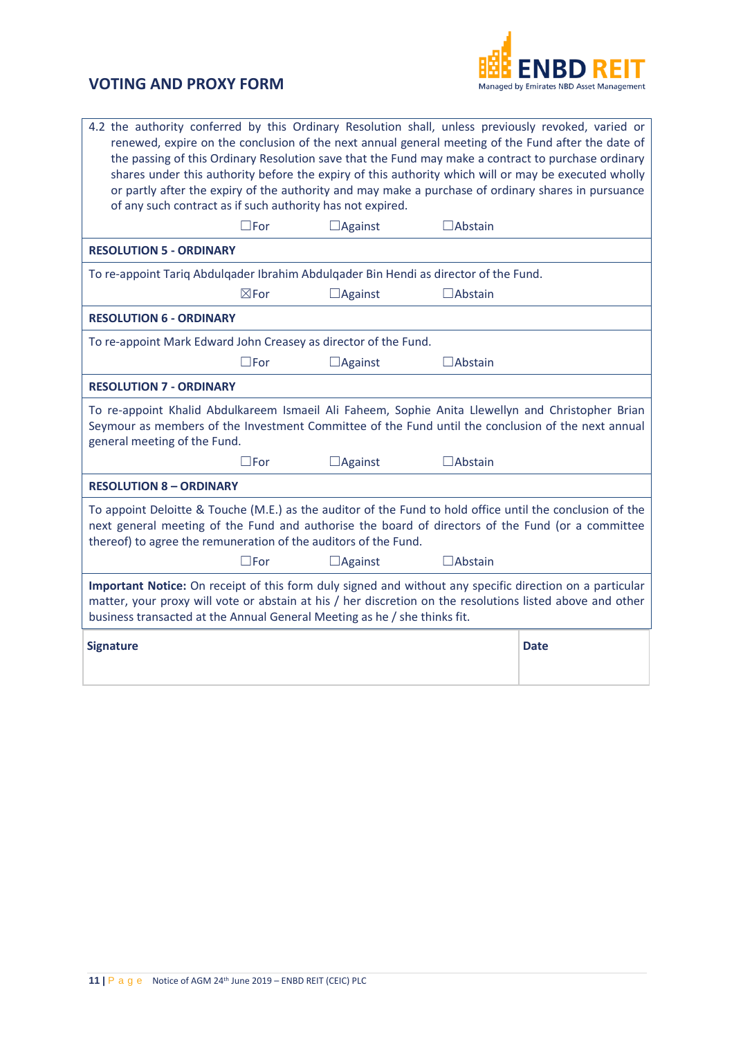## VOTING AND PROXY FORM

4.2 the authority conferred by this Ordinary Resolution shall, unless previously revoked, varied or renewed, expire on the conclusion of the next annual general meeting of the Fund after the date of the passing of this Ordinary Resolution save that the Fund may make a contract to purchase ordinary shares under this authority before the expiry of this authority which will or may be executed wholly or partly after the expiry of the authority and may make a purchase of ordinary shares in pursuance of any such contract as if such authority has not expired.

☐For ☐Against ☐Abstain

**RESOLUTION 5 - ORDINARY**

To re-appoint Tariq Abdulqader Ibrahim Abdulqader Bin Hendi as director of the Fund.

☒For ☐Against ☐Abstain

**RESOLUTION 6 - ORDINARY**

To re-appoint Mark Edward John Creasey as director of the Fund.

☐For ☐Against ☐Abstain

**RESOLUTION 7 - ORDINARY**

To re-appoint Khalid Abdulkareem Ismaeil Ali Faheem, Sophie Anita Llewellyn and Christopher Brian Seymour as members of the Investment Committee of the Fund until the conclusion of the next annual general meeting of the Fund.

☐For ☐Against ☐Abstain

**RESOLUTION 8 – ORDINARY**

To appoint Deloitte & Touche (M.E.) as the auditor of the Fund to hold office until the conclusion of the next general meeting of the Fund and authorise the board of directors of the Fund (or a committee thereof) to agree the remuneration of the auditors of the Fund.

☐For ☐Against ☐Abstain

**Important Notice:** On receipt of this form duly signed and without any specific direction on a particular matter, your proxy will vote or abstain at his / her discretion on the resolutions listed above and other business transacted at the Annual General Meeting as he / she thinks fit.

| **Signature** | **Date** |
|---|---|
| | |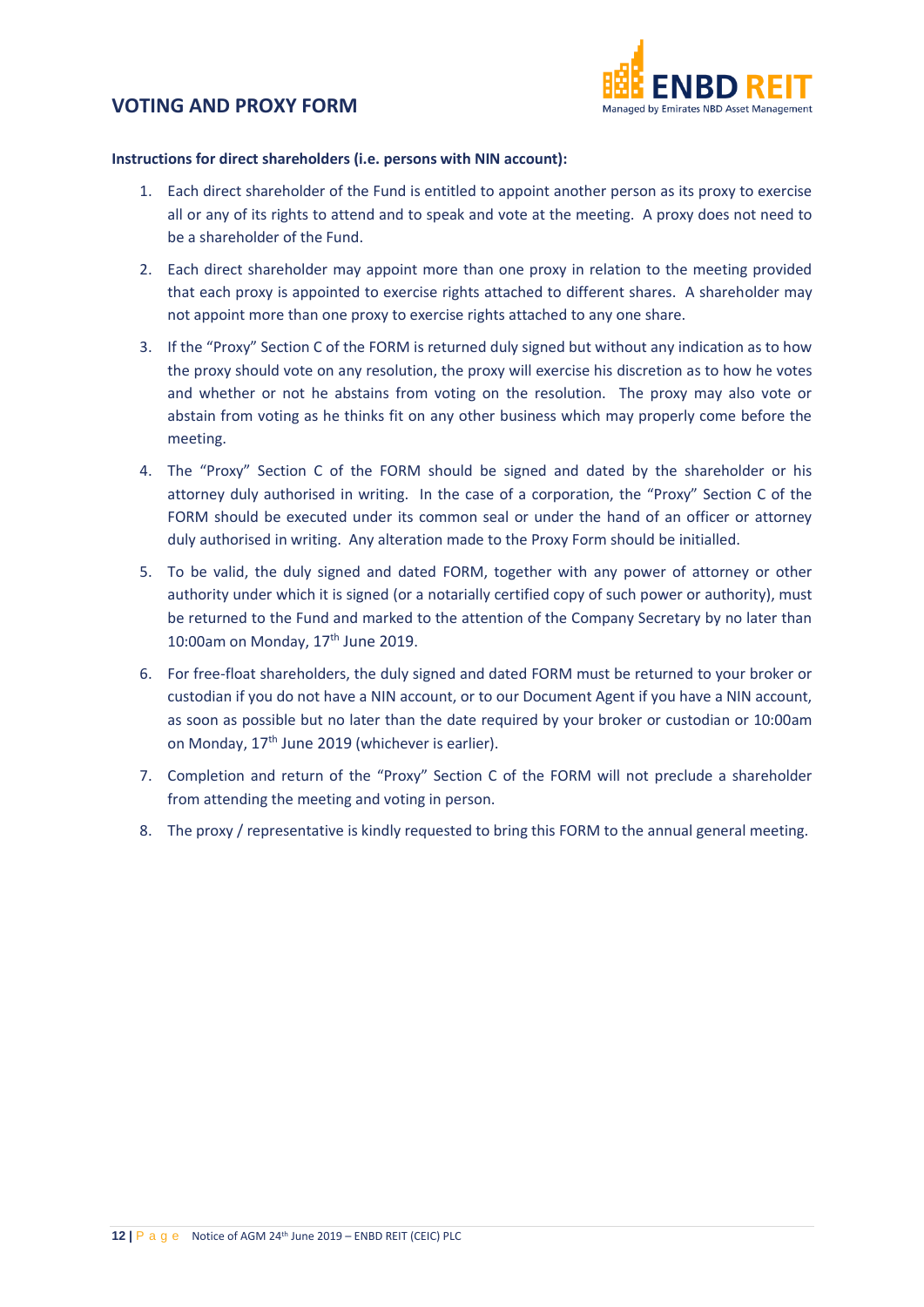# VOTING AND PROXY FORM

**Instructions for direct shareholders (i.e. persons with NIN account):**

1. Each direct shareholder of the Fund is entitled to appoint another person as its proxy to exercise all or any of its rights to attend and to speak and vote at the meeting. A proxy does not need to be a shareholder of the Fund.
2. Each direct shareholder may appoint more than one proxy in relation to the meeting provided that each proxy is appointed to exercise rights attached to different shares. A shareholder may not appoint more than one proxy to exercise rights attached to any one share.
3. If the "Proxy" Section C of the FORM is returned duly signed but without any indication as to how the proxy should vote on any resolution, the proxy will exercise his discretion as to how he votes and whether or not he abstains from voting on the resolution. The proxy may also vote or abstain from voting as he thinks fit on any other business which may properly come before the meeting.
4. The "Proxy" Section C of the FORM should be signed and dated by the shareholder or his attorney duly authorised in writing. In the case of a corporation, the "Proxy" Section C of the FORM should be executed under its common seal or under the hand of an officer or attorney duly authorised in writing. Any alteration made to the Proxy Form should be initialled.
5. To be valid, the duly signed and dated FORM, together with any power of attorney or other authority under which it is signed (or a notarially certified copy of such power or authority), must be returned to the Fund and marked to the attention of the Company Secretary by no later than 10:00am on Monday, 17th June 2019.
6. For free-float shareholders, the duly signed and dated FORM must be returned to your broker or custodian if you do not have a NIN account, or to our Document Agent if you have a NIN account, as soon as possible but no later than the date required by your broker or custodian or 10:00am on Monday, 17th June 2019 (whichever is earlier).
7. Completion and return of the "Proxy" Section C of the FORM will not preclude a shareholder from attending the meeting and voting in person.
8. The proxy / representative is kindly requested to bring this FORM to the annual general meeting.